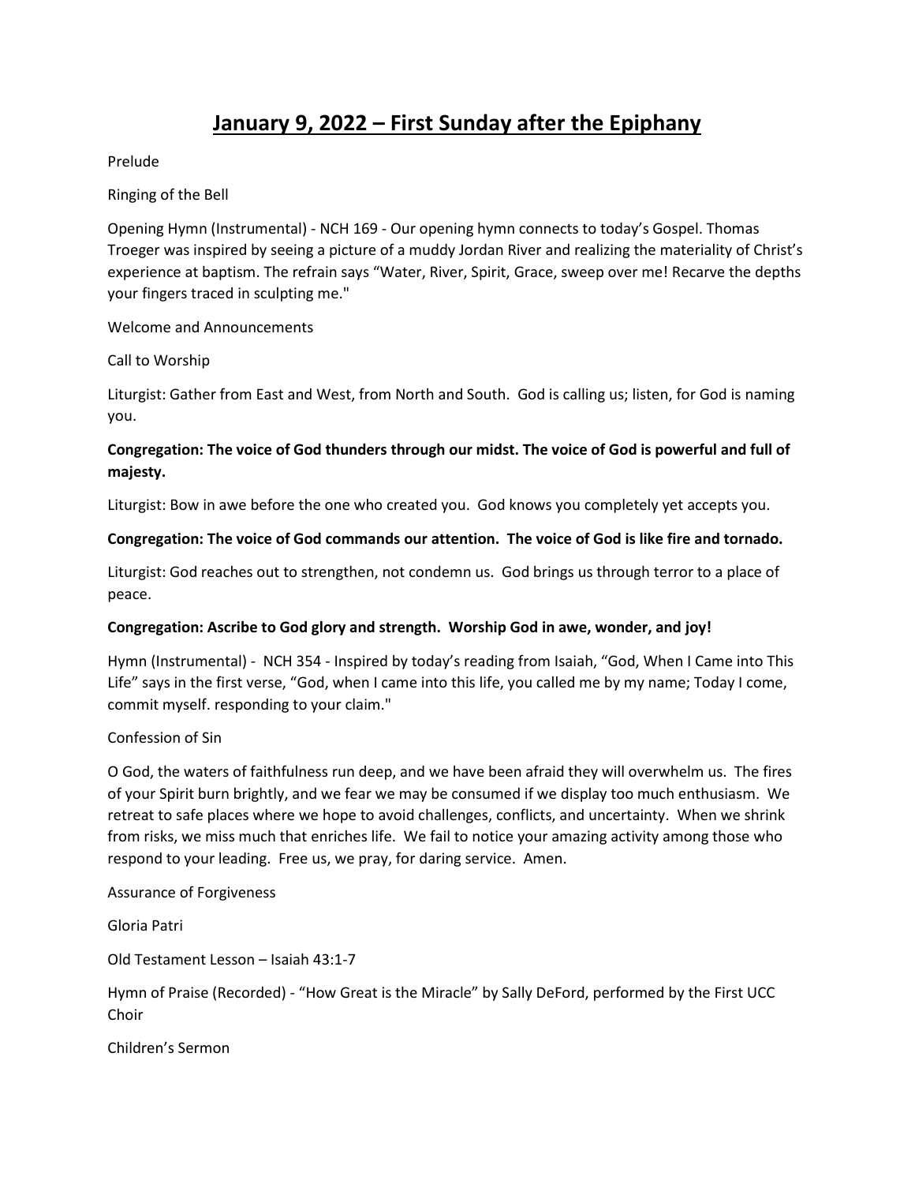# January 9, 2022 – First Sunday after the Epiphany

Prelude

Ringing of the Bell

Opening Hymn (Instrumental) - NCH 169 - Our opening hymn connects to today's Gospel. Thomas Troeger was inspired by seeing a picture of a muddy Jordan River and realizing the materiality of Christ's experience at baptism. The refrain says "Water, River, Spirit, Grace, sweep over me! Recarve the depths your fingers traced in sculpting me."

Welcome and Announcements

Call to Worship

Liturgist: Gather from East and West, from North and South. God is calling us; listen, for God is naming you.

**Congregation: The voice of God thunders through our midst. The voice of God is powerful and full of majesty.**

Liturgist: Bow in awe before the one who created you. God knows you completely yet accepts you.

**Congregation: The voice of God commands our attention. The voice of God is like fire and tornado.**

Liturgist: God reaches out to strengthen, not condemn us. God brings us through terror to a place of peace.

**Congregation: Ascribe to God glory and strength. Worship God in awe, wonder, and joy!**

Hymn (Instrumental) - NCH 354 - Inspired by today's reading from Isaiah, "God, When I Came into This Life" says in the first verse, "God, when I came into this life, you called me by my name; Today I come, commit myself. responding to your claim."

Confession of Sin

O God, the waters of faithfulness run deep, and we have been afraid they will overwhelm us. The fires of your Spirit burn brightly, and we fear we may be consumed if we display too much enthusiasm. We retreat to safe places where we hope to avoid challenges, conflicts, and uncertainty. When we shrink from risks, we miss much that enriches life. We fail to notice your amazing activity among those who respond to your leading. Free us, we pray, for daring service. Amen.

Assurance of Forgiveness

Gloria Patri

Old Testament Lesson – Isaiah 43:1-7

Hymn of Praise (Recorded) - "How Great is the Miracle" by Sally DeFord, performed by the First UCC Choir

Children's Sermon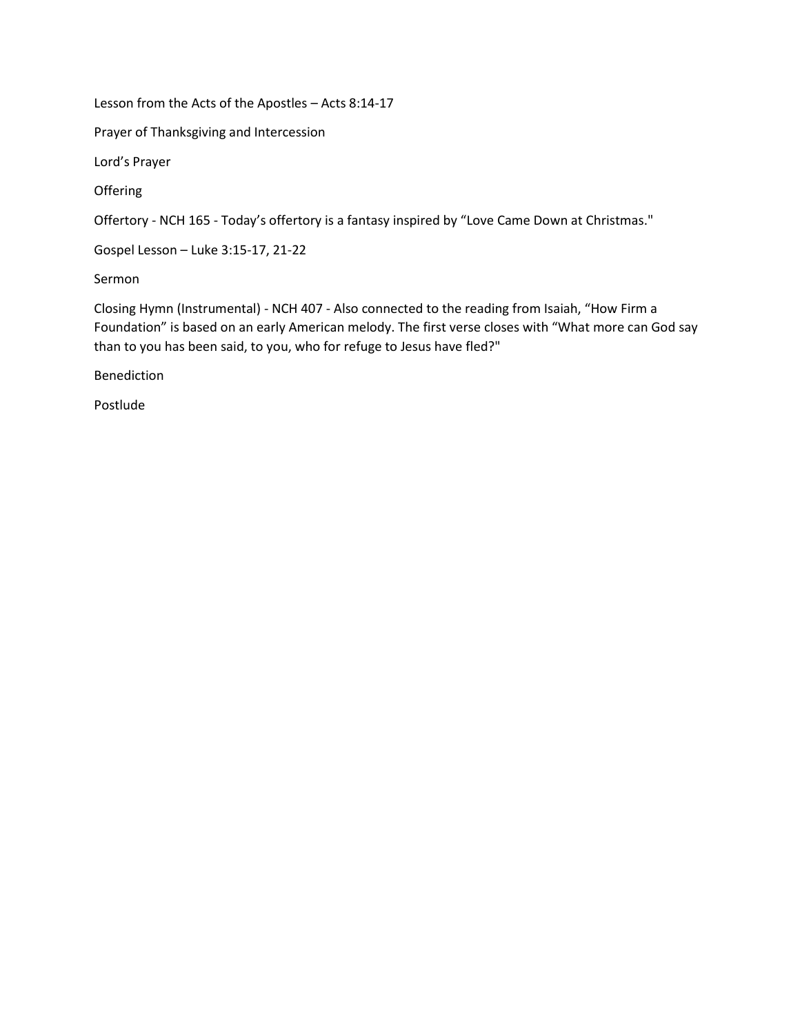Lesson from the Acts of the Apostles – Acts 8:14-17

Prayer of Thanksgiving and Intercession

Lord's Prayer

Offering

Offertory - NCH 165 - Today's offertory is a fantasy inspired by "Love Came Down at Christmas."

Gospel Lesson – Luke 3:15-17, 21-22

Sermon

Closing Hymn (Instrumental) - NCH 407 - Also connected to the reading from Isaiah, "How Firm a Foundation" is based on an early American melody. The first verse closes with "What more can God say than to you has been said, to you, who for refuge to Jesus have fled?"

Benediction

Postlude